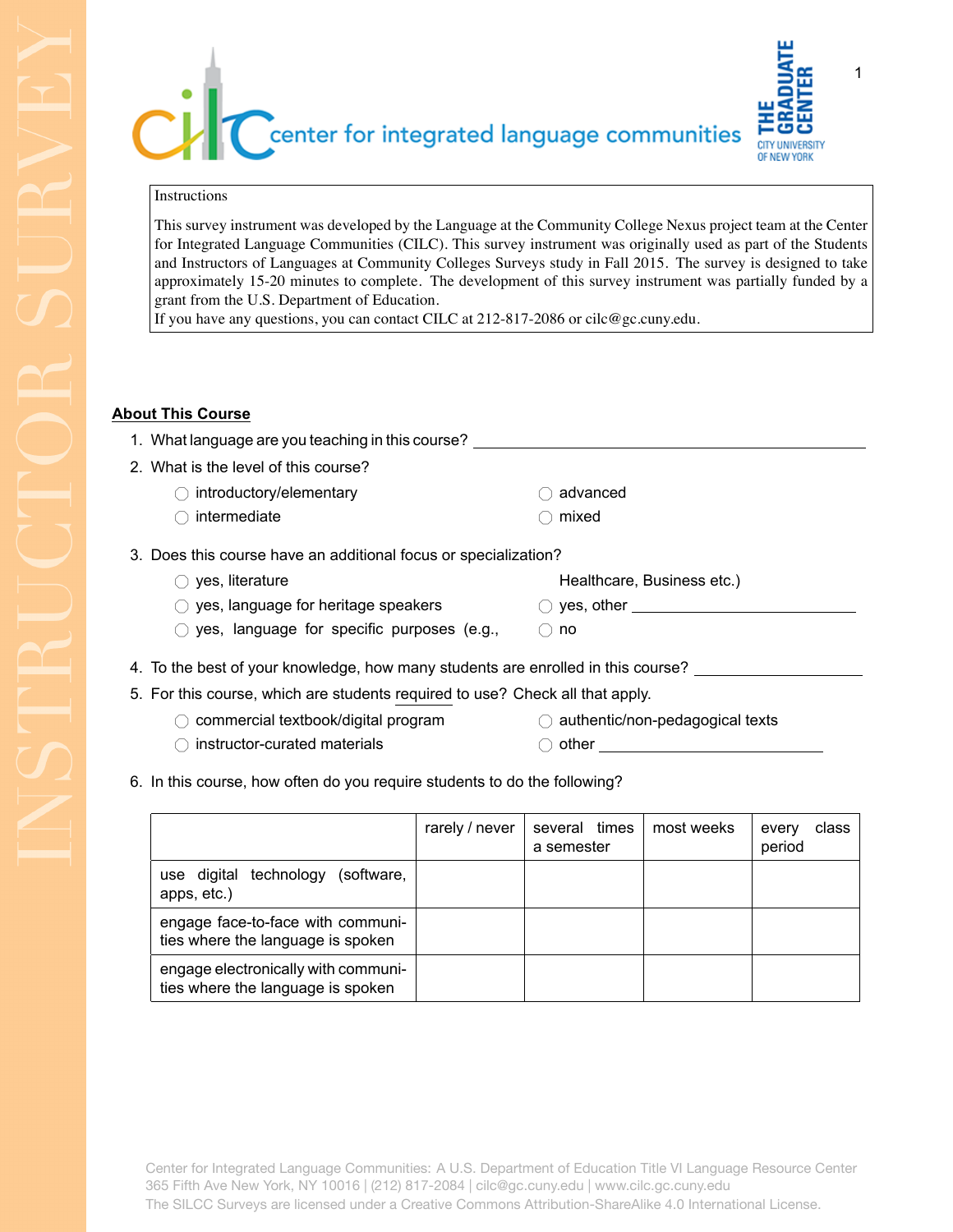center for integrated language communities

THE GRADUATE CENTER
CITY UNIVERSITY OF NEW YORK

INSTRUCTOR SURVEY

Instructions

This survey instrument was developed by the Language at the Community College Nexus project team at the Center for Integrated Language Communities (CILC). This survey instrument was originally used as part of the Students and Instructors of Languages at Community Colleges Surveys study in Fall 2015. The survey is designed to take approximately 15-20 minutes to complete. The development of this survey instrument was partially funded by a grant from the U.S. Department of Education.
If you have any questions, you can contact CILC at 212-817-2086 or cilc@gc.cuny.edu.

## About This Course

1. What language are you teaching in this course? \_\_\_\_\_\_\_\_\_\_\_\_\_\_\_\_\_\_\_\_
2. What is the level of this course?
   - ◯ introductory/elementary
   - ◯ intermediate
   - ◯ advanced
   - ◯ mixed
3. Does this course have an additional focus or specialization?
   - ◯ yes, literature
   - ◯ yes, language for heritage speakers
   - ◯ yes, language for specific purposes (e.g., Healthcare, Business etc.)
   - ◯ yes, other \_\_\_\_\_\_\_\_\_\_\_\_\_\_\_\_\_\_\_\_
   - ◯ no
4. To the best of your knowledge, how many students are enrolled in this course? \_\_\_\_\_\_\_\_\_\_\_\_\_\_\_\_\_\_\_\_
5. For this course, which are students <u>required</u> to use? Check all that apply.
   - ◯ commercial textbook/digital program
   - ◯ instructor-curated materials
   - ◯ authentic/non-pedagogical texts
   - ◯ other \_\_\_\_\_\_\_\_\_\_\_\_\_\_\_\_\_\_\_\_
6. In this course, how often do you require students to do the following?

| | rarely / never | several times a semester | most weeks | every class period |
|---|---|---|---|---|
| use digital technology (software, apps, etc.) | | | | |
| engage face-to-face with communities where the language is spoken | | | | |
| engage electronically with communities where the language is spoken | | | | |

Center for Integrated Language Communities: A U.S. Department of Education Title VI Language Resource Center
365 Fifth Ave New York, NY 10016 | (212) 817-2084 | cilc@gc.cuny.edu | www.cilc.gc.cuny.edu
The SILCC Surveys are licensed under a Creative Commons Attribution-ShareAlike 4.0 International License.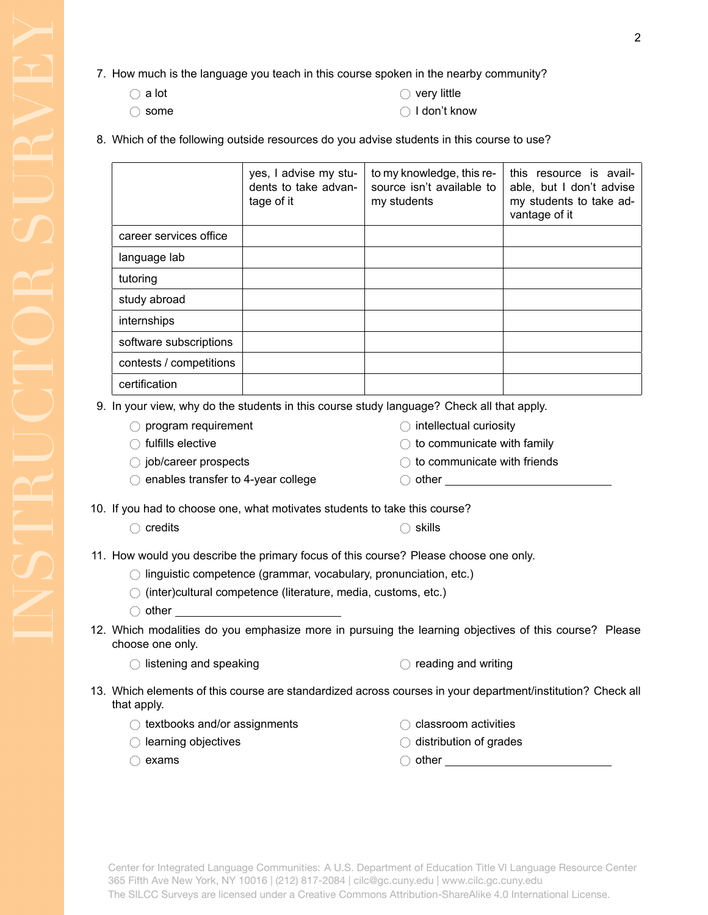7. How much is the language you teach in this course spoken in the nearby community?

   - ◯ a lot
   - ◯ some
   - ◯ very little
   - ◯ I don't know

8. Which of the following outside resources do you advise students in this course to use?

| | yes, I advise my students to take advantage of it | to my knowledge, this resource isn't available to my students | this resource is available, but I don't advise my students to take advantage of it |
|---|---|---|---|
| career services office | | | |
| language lab | | | |
| tutoring | | | |
| study abroad | | | |
| internships | | | |
| software subscriptions | | | |
| contests / competitions | | | |
| certification | | | |

9. In your view, why do the students in this course study language? Check all that apply.

   - ◯ program requirement
   - ◯ fulfills elective
   - ◯ job/career prospects
   - ◯ enables transfer to 4-year college
   - ◯ intellectual curiosity
   - ◯ to communicate with family
   - ◯ to communicate with friends
   - ◯ other ___________________________

10. If you had to choose one, what motivates students to take this course?

    - ◯ credits
    - ◯ skills

11. How would you describe the primary focus of this course? Please choose one only.

    - ◯ linguistic competence (grammar, vocabulary, pronunciation, etc.)
    - ◯ (inter)cultural competence (literature, media, customs, etc.)
    - ◯ other ___________________________

12. Which modalities do you emphasize more in pursuing the learning objectives of this course? Please choose one only.

    - ◯ listening and speaking
    - ◯ reading and writing

13. Which elements of this course are standardized across courses in your department/institution? Check all that apply.

    - ◯ textbooks and/or assignments
    - ◯ learning objectives
    - ◯ exams
    - ◯ classroom activities
    - ◯ distribution of grades
    - ◯ other ___________________________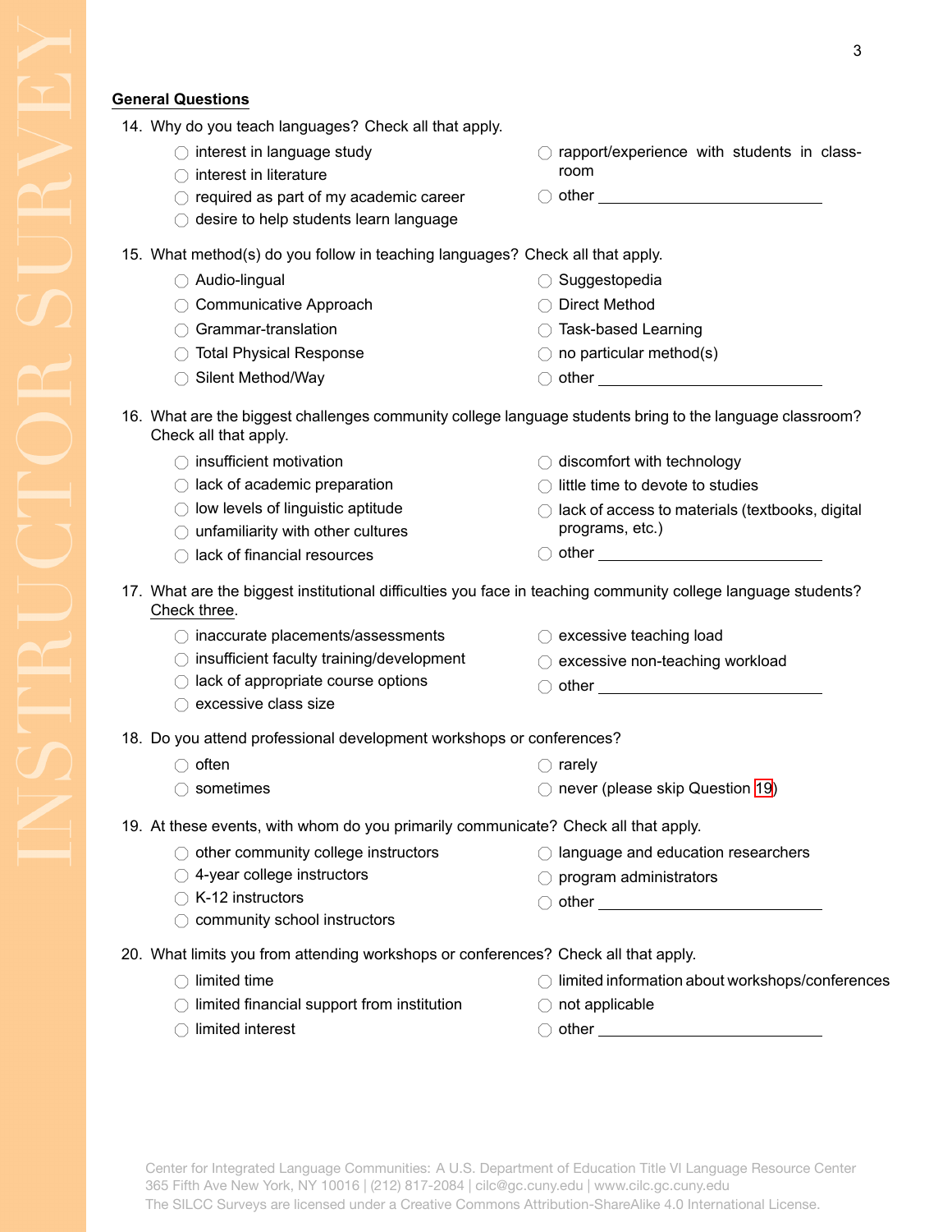## General Questions

14. Why do you teach languages? Check all that apply.
    - ◯ interest in language study
    - ◯ interest in literature
    - ◯ required as part of my academic career
    - ◯ desire to help students learn language
    - ◯ rapport/experience with students in classroom
    - ◯ other ____________________

15. What method(s) do you follow in teaching languages? Check all that apply.
    - ◯ Audio-lingual
    - ◯ Communicative Approach
    - ◯ Grammar-translation
    - ◯ Total Physical Response
    - ◯ Silent Method/Way
    - ◯ Suggestopedia
    - ◯ Direct Method
    - ◯ Task-based Learning
    - ◯ no particular method(s)
    - ◯ other ____________________

16. What are the biggest challenges community college language students bring to the language classroom? Check all that apply.
    - ◯ insufficient motivation
    - ◯ lack of academic preparation
    - ◯ low levels of linguistic aptitude
    - ◯ unfamiliarity with other cultures
    - ◯ lack of financial resources
    - ◯ discomfort with technology
    - ◯ little time to devote to studies
    - ◯ lack of access to materials (textbooks, digital programs, etc.)
    - ◯ other ____________________

17. What are the biggest institutional difficulties you face in teaching community college language students? Check three.
    - ◯ inaccurate placements/assessments
    - ◯ insufficient faculty training/development
    - ◯ lack of appropriate course options
    - ◯ excessive class size
    - ◯ excessive teaching load
    - ◯ excessive non-teaching workload
    - ◯ other ____________________

18. Do you attend professional development workshops or conferences?
    - ◯ often
    - ◯ sometimes
    - ◯ rarely
    - ◯ never (please skip Question 19)

19. At these events, with whom do you primarily communicate? Check all that apply.
    - ◯ other community college instructors
    - ◯ 4-year college instructors
    - ◯ K-12 instructors
    - ◯ community school instructors
    - ◯ language and education researchers
    - ◯ program administrators
    - ◯ other ____________________

20. What limits you from attending workshops or conferences? Check all that apply.
    - ◯ limited time
    - ◯ limited financial support from institution
    - ◯ limited interest
    - ◯ limited information about workshops/conferences
    - ◯ not applicable
    - ◯ other ____________________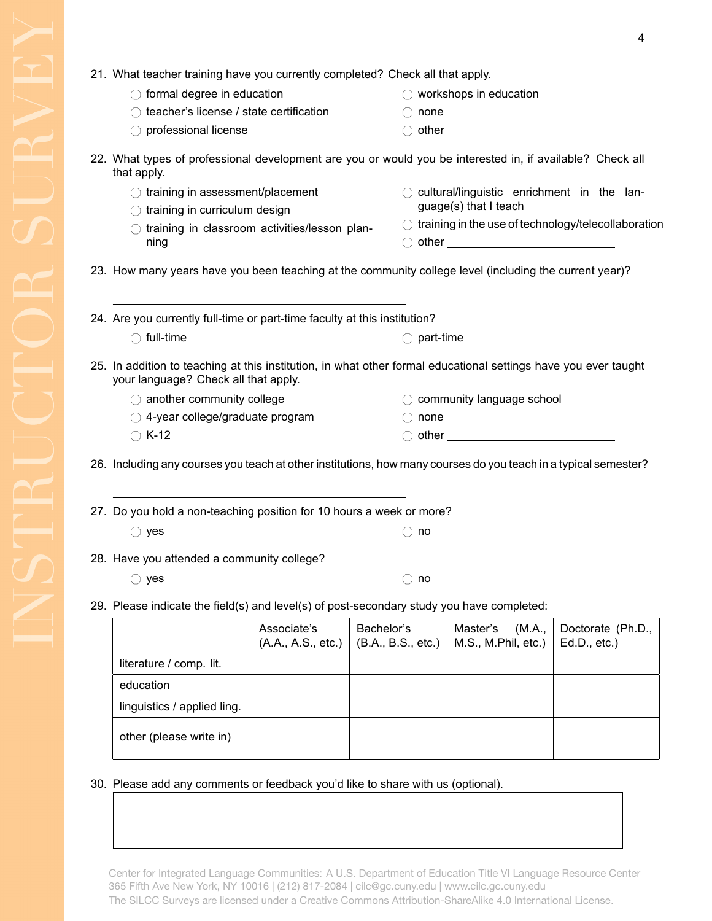21. What teacher training have you currently completed? Check all that apply.

   - ◯ formal degree in education
   - ◯ teacher's license / state certification
   - ◯ professional license
   - ◯ workshops in education
   - ◯ none
   - ◯ other ___________________________

22. What types of professional development are you or would you be interested in, if available? Check all that apply.

   - ◯ training in assessment/placement
   - ◯ training in curriculum design
   - ◯ training in classroom activities/lesson planning
   - ◯ cultural/linguistic enrichment in the language(s) that I teach
   - ◯ training in the use of technology/telecollaboration
   - ◯ other ___________________________

23. How many years have you been teaching at the community college level (including the current year)?

   ___________________________________________

24. Are you currently full-time or part-time faculty at this institution?

   - ◯ full-time
   - ◯ part-time

25. In addition to teaching at this institution, in what other formal educational settings have you ever taught your language? Check all that apply.

   - ◯ another community college
   - ◯ 4-year college/graduate program
   - ◯ K-12
   - ◯ community language school
   - ◯ none
   - ◯ other ___________________________

26. Including any courses you teach at other institutions, how many courses do you teach in a typical semester?

   ___________________________________________

27. Do you hold a non-teaching position for 10 hours a week or more?

   - ◯ yes
   - ◯ no

28. Have you attended a community college?

   - ◯ yes
   - ◯ no

29. Please indicate the field(s) and level(s) of post-secondary study you have completed:

| | Associate's (A.A., A.S., etc.) | Bachelor's (B.A., B.S., etc.) | Master's (M.A., M.S., M.Phil, etc.) | Doctorate (Ph.D., Ed.D., etc.) |
| --- | --- | --- | --- | --- |
| literature / comp. lit. | | | | |
| education | | | | |
| linguistics / applied ling. | | | | |
| other (please write in) | | | | |

30. Please add any comments or feedback you'd like to share with us (optional).

Center for Integrated Language Communities: A U.S. Department of Education Title VI Language Resource Center
365 Fifth Ave New York, NY 10016 | (212) 817-2084 | cilc@gc.cuny.edu | www.cilc.gc.cuny.edu
The SILCC Surveys are licensed under a Creative Commons Attribution-ShareAlike 4.0 International License.